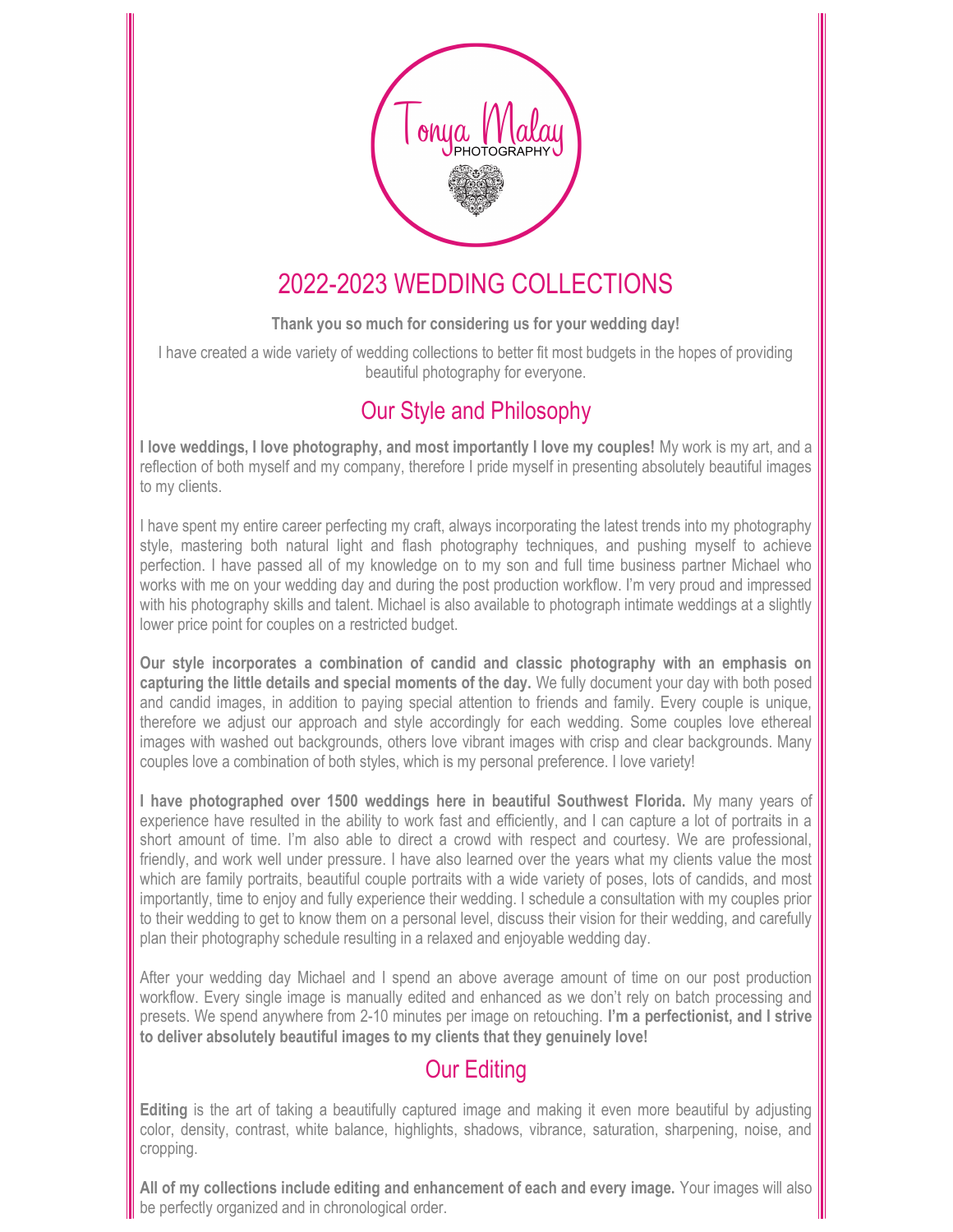Tonya Malay PHOTOGRAPHY

# 2022-2023 WEDDING COLLECTIONS

**Thank you so much for considering us for your wedding day!**

I have created a wide variety of wedding collections to better fit most budgets in the hopes of providing beautiful photography for everyone.

## Our Style and Philosophy

**I love weddings, I love photography, and most importantly I love my couples!** My work is my art, and a reflection of both myself and my company, therefore I pride myself in presenting absolutely beautiful images to my clients.

I have spent my entire career perfecting my craft, always incorporating the latest trends into my photography style, mastering both natural light and flash photography techniques, and pushing myself to achieve perfection. I have passed all of my knowledge on to my son and full time business partner Michael who works with me on your wedding day and during the post production workflow. I'm very proud and impressed with his photography skills and talent. Michael is also available to photograph intimate weddings at a slightly lower price point for couples on a restricted budget.

**Our style incorporates a combination of candid and classic photography with an emphasis on capturing the little details and special moments of the day.** We fully document your day with both posed and candid images, in addition to paying special attention to friends and family. Every couple is unique, therefore we adjust our approach and style accordingly for each wedding. Some couples love ethereal images with washed out backgrounds, others love vibrant images with crisp and clear backgrounds. Many couples love a combination of both styles, which is my personal preference. I love variety!

**I have photographed over 1500 weddings here in beautiful Southwest Florida.** My many years of experience have resulted in the ability to work fast and efficiently, and I can capture a lot of portraits in a short amount of time. I'm also able to direct a crowd with respect and courtesy. We are professional, friendly, and work well under pressure. I have also learned over the years what my clients value the most which are family portraits, beautiful couple portraits with a wide variety of poses, lots of candids, and most importantly, time to enjoy and fully experience their wedding. I schedule a consultation with my couples prior to their wedding to get to know them on a personal level, discuss their vision for their wedding, and carefully plan their photography schedule resulting in a relaxed and enjoyable wedding day.

After your wedding day Michael and I spend an above average amount of time on our post production workflow. Every single image is manually edited and enhanced as we don't rely on batch processing and presets. We spend anywhere from 2-10 minutes per image on retouching. **I'm a perfectionist, and I strive to deliver absolutely beautiful images to my clients that they genuinely love!**

## Our Editing

**Editing** is the art of taking a beautifully captured image and making it even more beautiful by adjusting color, density, contrast, white balance, highlights, shadows, vibrance, saturation, sharpening, noise, and cropping.

**All of my collections include editing and enhancement of each and every image.** Your images will also be perfectly organized and in chronological order.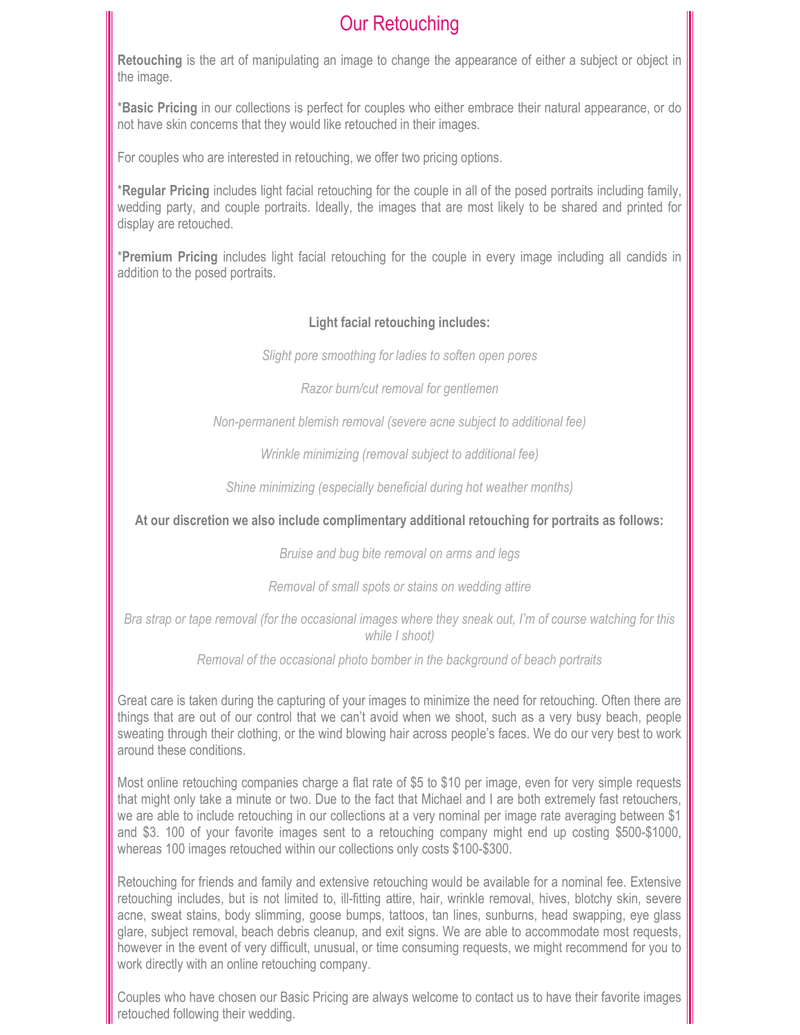# Our Retouching

**Retouching** is the art of manipulating an image to change the appearance of either a subject or object in the image.

\***Basic Pricing** in our collections is perfect for couples who either embrace their natural appearance, or do not have skin concerns that they would like retouched in their images.

For couples who are interested in retouching, we offer two pricing options.

\***Regular Pricing** includes light facial retouching for the couple in all of the posed portraits including family, wedding party, and couple portraits. Ideally, the images that are most likely to be shared and printed for display are retouched.

\***Premium Pricing** includes light facial retouching for the couple in every image including all candids in addition to the posed portraits.

**Light facial retouching includes:**

*Slight pore smoothing for ladies to soften open pores*

*Razor burn/cut removal for gentlemen*

*Non-permanent blemish removal (severe acne subject to additional fee)*

*Wrinkle minimizing (removal subject to additional fee)*

*Shine minimizing (especially beneficial during hot weather months)*

**At our discretion we also include complimentary additional retouching for portraits as follows:**

*Bruise and bug bite removal on arms and legs*

*Removal of small spots or stains on wedding attire*

*Bra strap or tape removal (for the occasional images where they sneak out, I'm of course watching for this while I shoot)*

*Removal of the occasional photo bomber in the background of beach portraits*

Great care is taken during the capturing of your images to minimize the need for retouching. Often there are things that are out of our control that we can't avoid when we shoot, such as a very busy beach, people sweating through their clothing, or the wind blowing hair across people's faces. We do our very best to work around these conditions.

Most online retouching companies charge a flat rate of $5 to $10 per image, even for very simple requests that might only take a minute or two. Due to the fact that Michael and I are both extremely fast retouchers, we are able to include retouching in our collections at a very nominal per image rate averaging between $1 and $3. 100 of your favorite images sent to a retouching company might end up costing $500-$1000, whereas 100 images retouched within our collections only costs $100-$300.

Retouching for friends and family and extensive retouching would be available for a nominal fee. Extensive retouching includes, but is not limited to, ill-fitting attire, hair, wrinkle removal, hives, blotchy skin, severe acne, sweat stains, body slimming, goose bumps, tattoos, tan lines, sunburns, head swapping, eye glass glare, subject removal, beach debris cleanup, and exit signs. We are able to accommodate most requests, however in the event of very difficult, unusual, or time consuming requests, we might recommend for you to work directly with an online retouching company.

Couples who have chosen our Basic Pricing are always welcome to contact us to have their favorite images retouched following their wedding.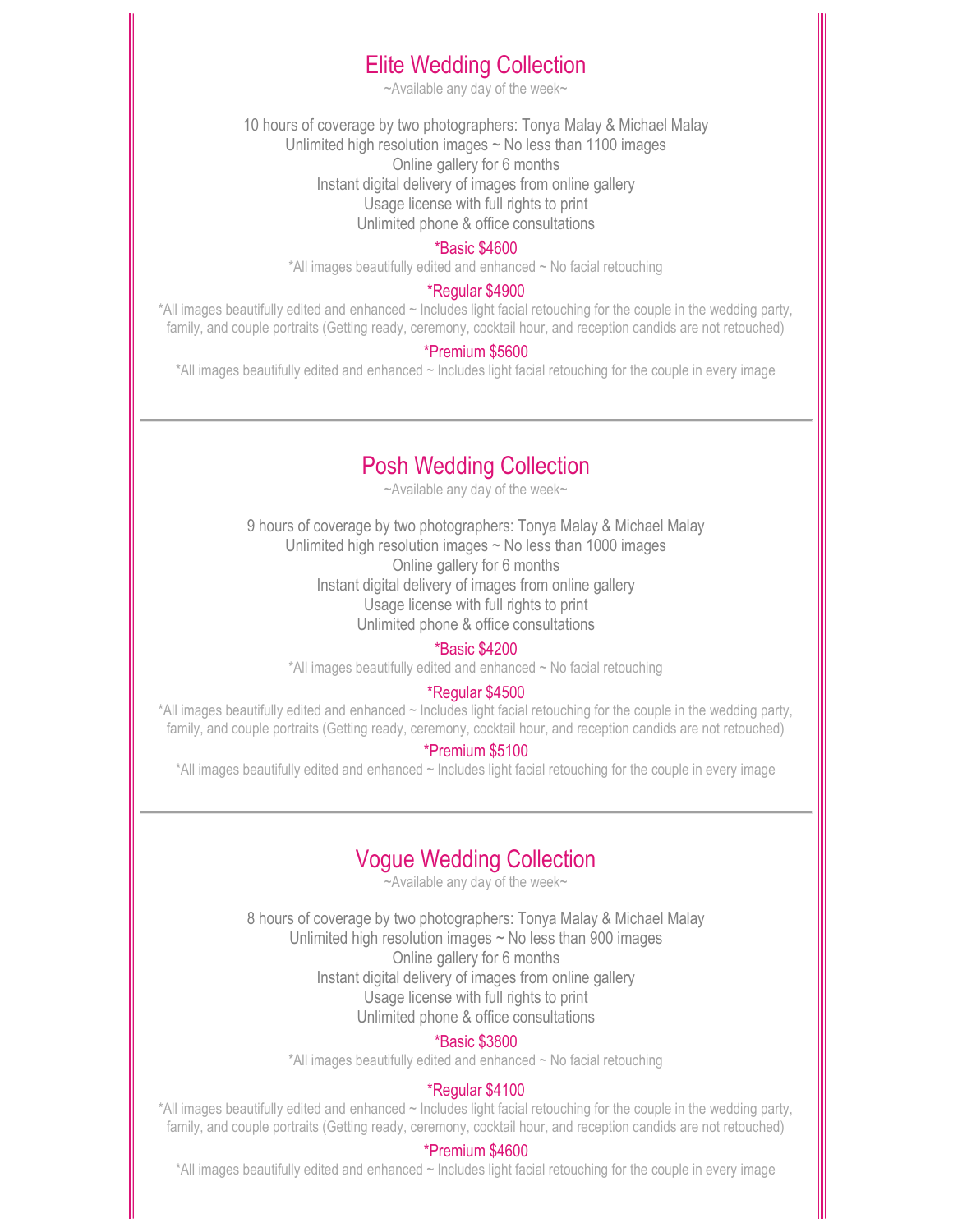## Elite Wedding Collection

~Available any day of the week~

10 hours of coverage by two photographers: Tonya Malay & Michael Malay
Unlimited high resolution images ~ No less than 1100 images
Online gallery for 6 months
Instant digital delivery of images from online gallery
Usage license with full rights to print
Unlimited phone & office consultations

*Basic $4600

*All images beautifully edited and enhanced ~ No facial retouching

*Regular $4900

*All images beautifully edited and enhanced ~ Includes light facial retouching for the couple in the wedding party, family, and couple portraits (Getting ready, ceremony, cocktail hour, and reception candids are not retouched)

*Premium $5600

*All images beautifully edited and enhanced ~ Includes light facial retouching for the couple in every image

---

## Posh Wedding Collection

~Available any day of the week~

9 hours of coverage by two photographers: Tonya Malay & Michael Malay
Unlimited high resolution images ~ No less than 1000 images
Online gallery for 6 months
Instant digital delivery of images from online gallery
Usage license with full rights to print
Unlimited phone & office consultations

*Basic $4200

*All images beautifully edited and enhanced ~ No facial retouching

*Regular $4500

*All images beautifully edited and enhanced ~ Includes light facial retouching for the couple in the wedding party, family, and couple portraits (Getting ready, ceremony, cocktail hour, and reception candids are not retouched)

*Premium $5100

*All images beautifully edited and enhanced ~ Includes light facial retouching for the couple in every image

---

## Vogue Wedding Collection

~Available any day of the week~

8 hours of coverage by two photographers: Tonya Malay & Michael Malay
Unlimited high resolution images ~ No less than 900 images
Online gallery for 6 months
Instant digital delivery of images from online gallery
Usage license with full rights to print
Unlimited phone & office consultations

*Basic $3800

*All images beautifully edited and enhanced ~ No facial retouching

*Regular $4100

*All images beautifully edited and enhanced ~ Includes light facial retouching for the couple in the wedding party, family, and couple portraits (Getting ready, ceremony, cocktail hour, and reception candids are not retouched)

*Premium $4600

*All images beautifully edited and enhanced ~ Includes light facial retouching for the couple in every image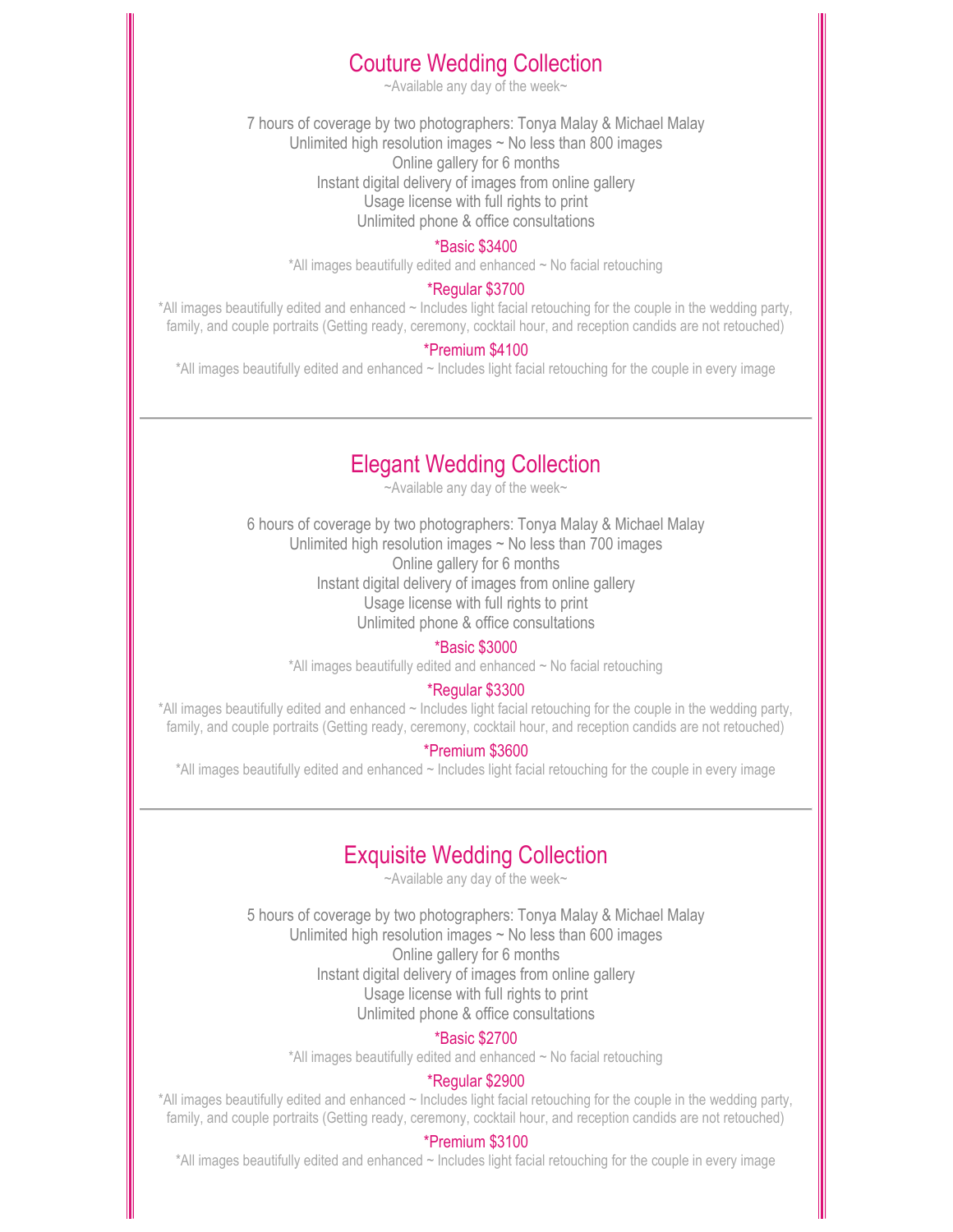## Couture Wedding Collection

~Available any day of the week~

7 hours of coverage by two photographers: Tonya Malay & Michael Malay
Unlimited high resolution images ~ No less than 800 images
Online gallery for 6 months
Instant digital delivery of images from online gallery
Usage license with full rights to print
Unlimited phone & office consultations

*Basic $3400

*All images beautifully edited and enhanced ~ No facial retouching

*Regular $3700

*All images beautifully edited and enhanced ~ Includes light facial retouching for the couple in the wedding party, family, and couple portraits (Getting ready, ceremony, cocktail hour, and reception candids are not retouched)

*Premium $4100

*All images beautifully edited and enhanced ~ Includes light facial retouching for the couple in every image

---

## Elegant Wedding Collection

~Available any day of the week~

6 hours of coverage by two photographers: Tonya Malay & Michael Malay
Unlimited high resolution images ~ No less than 700 images
Online gallery for 6 months
Instant digital delivery of images from online gallery
Usage license with full rights to print
Unlimited phone & office consultations

*Basic $3000

*All images beautifully edited and enhanced ~ No facial retouching

*Regular $3300

*All images beautifully edited and enhanced ~ Includes light facial retouching for the couple in the wedding party, family, and couple portraits (Getting ready, ceremony, cocktail hour, and reception candids are not retouched)

*Premium $3600

*All images beautifully edited and enhanced ~ Includes light facial retouching for the couple in every image

---

## Exquisite Wedding Collection

~Available any day of the week~

5 hours of coverage by two photographers: Tonya Malay & Michael Malay
Unlimited high resolution images ~ No less than 600 images
Online gallery for 6 months
Instant digital delivery of images from online gallery
Usage license with full rights to print
Unlimited phone & office consultations

*Basic $2700

*All images beautifully edited and enhanced ~ No facial retouching

*Regular $2900

*All images beautifully edited and enhanced ~ Includes light facial retouching for the couple in the wedding party, family, and couple portraits (Getting ready, ceremony, cocktail hour, and reception candids are not retouched)

*Premium $3100

*All images beautifully edited and enhanced ~ Includes light facial retouching for the couple in every image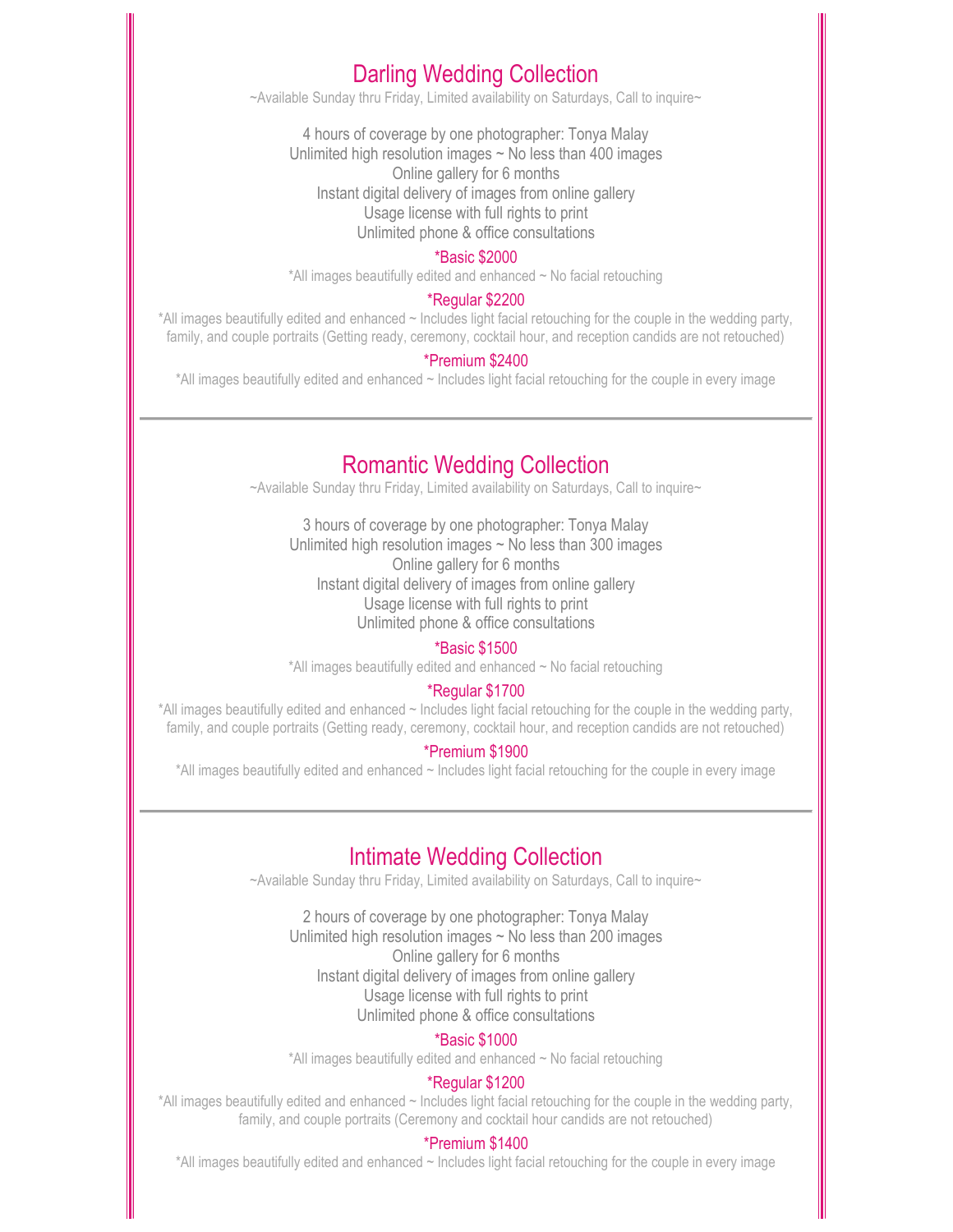## Darling Wedding Collection

~Available Sunday thru Friday, Limited availability on Saturdays, Call to inquire~

4 hours of coverage by one photographer: Tonya Malay
Unlimited high resolution images ~ No less than 400 images
Online gallery for 6 months
Instant digital delivery of images from online gallery
Usage license with full rights to print
Unlimited phone & office consultations

*Basic $2000

*All images beautifully edited and enhanced ~ No facial retouching

*Regular $2200

*All images beautifully edited and enhanced ~ Includes light facial retouching for the couple in the wedding party, family, and couple portraits (Getting ready, ceremony, cocktail hour, and reception candids are not retouched)

*Premium $2400

*All images beautifully edited and enhanced ~ Includes light facial retouching for the couple in every image

---

## Romantic Wedding Collection

~Available Sunday thru Friday, Limited availability on Saturdays, Call to inquire~

3 hours of coverage by one photographer: Tonya Malay
Unlimited high resolution images ~ No less than 300 images
Online gallery for 6 months
Instant digital delivery of images from online gallery
Usage license with full rights to print
Unlimited phone & office consultations

*Basic $1500

*All images beautifully edited and enhanced ~ No facial retouching

*Regular $1700

*All images beautifully edited and enhanced ~ Includes light facial retouching for the couple in the wedding party, family, and couple portraits (Getting ready, ceremony, cocktail hour, and reception candids are not retouched)

*Premium $1900

*All images beautifully edited and enhanced ~ Includes light facial retouching for the couple in every image

---

## Intimate Wedding Collection

~Available Sunday thru Friday, Limited availability on Saturdays, Call to inquire~

2 hours of coverage by one photographer: Tonya Malay
Unlimited high resolution images ~ No less than 200 images
Online gallery for 6 months
Instant digital delivery of images from online gallery
Usage license with full rights to print
Unlimited phone & office consultations

*Basic $1000

*All images beautifully edited and enhanced ~ No facial retouching

*Regular $1200

*All images beautifully edited and enhanced ~ Includes light facial retouching for the couple in the wedding party, family, and couple portraits (Ceremony and cocktail hour candids are not retouched)

*Premium $1400

*All images beautifully edited and enhanced ~ Includes light facial retouching for the couple in every image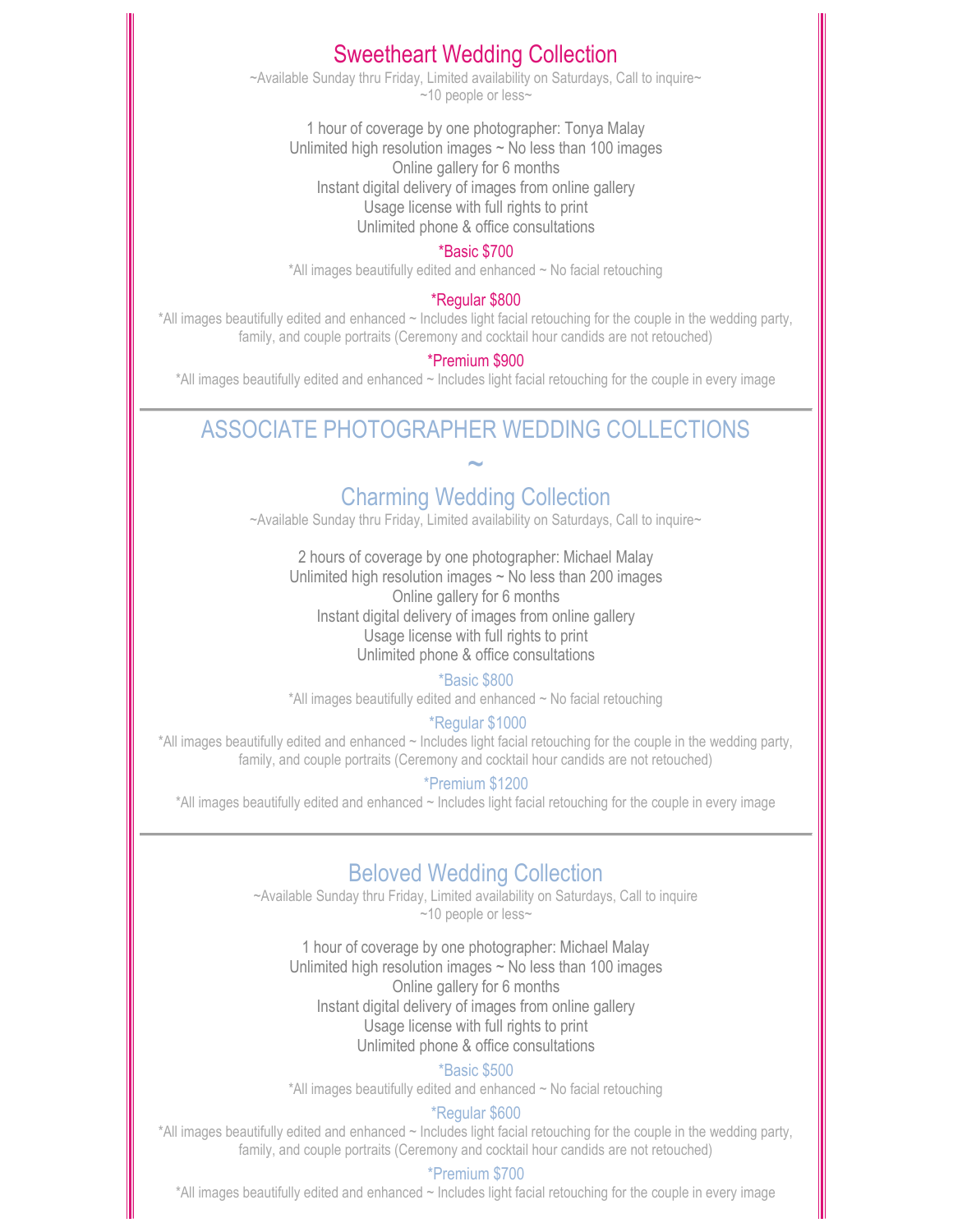## Sweetheart Wedding Collection

~Available Sunday thru Friday, Limited availability on Saturdays, Call to inquire~
~10 people or less~

1 hour of coverage by one photographer: Tonya Malay
Unlimited high resolution images ~ No less than 100 images
Online gallery for 6 months
Instant digital delivery of images from online gallery
Usage license with full rights to print
Unlimited phone & office consultations

*Basic $700

*All images beautifully edited and enhanced ~ No facial retouching

*Regular $800

*All images beautifully edited and enhanced ~ Includes light facial retouching for the couple in the wedding party, family, and couple portraits (Ceremony and cocktail hour candids are not retouched)

*Premium $900

*All images beautifully edited and enhanced ~ Includes light facial retouching for the couple in every image

---

# ASSOCIATE PHOTOGRAPHER WEDDING COLLECTIONS

~

## Charming Wedding Collection

~Available Sunday thru Friday, Limited availability on Saturdays, Call to inquire~

2 hours of coverage by one photographer: Michael Malay
Unlimited high resolution images ~ No less than 200 images
Online gallery for 6 months
Instant digital delivery of images from online gallery
Usage license with full rights to print
Unlimited phone & office consultations

*Basic $800

*All images beautifully edited and enhanced ~ No facial retouching

*Regular $1000

*All images beautifully edited and enhanced ~ Includes light facial retouching for the couple in the wedding party, family, and couple portraits (Ceremony and cocktail hour candids are not retouched)

*Premium $1200

*All images beautifully edited and enhanced ~ Includes light facial retouching for the couple in every image

---

## Beloved Wedding Collection

~Available Sunday thru Friday, Limited availability on Saturdays, Call to inquire
~10 people or less~

1 hour of coverage by one photographer: Michael Malay
Unlimited high resolution images ~ No less than 100 images
Online gallery for 6 months
Instant digital delivery of images from online gallery
Usage license with full rights to print
Unlimited phone & office consultations

*Basic $500

*All images beautifully edited and enhanced ~ No facial retouching

*Regular $600

*All images beautifully edited and enhanced ~ Includes light facial retouching for the couple in the wedding party, family, and couple portraits (Ceremony and cocktail hour candids are not retouched)

*Premium $700

*All images beautifully edited and enhanced ~ Includes light facial retouching for the couple in every image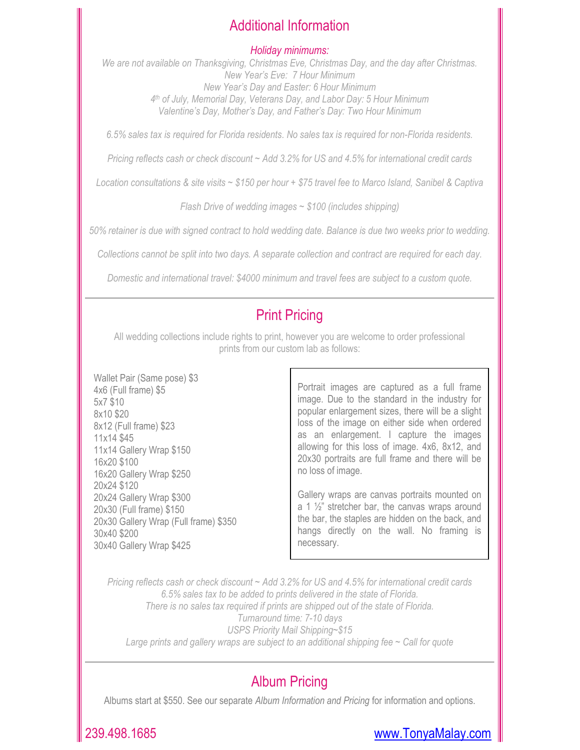## Additional Information

*Holiday minimums:*

*We are not available on Thanksgiving, Christmas Eve, Christmas Day, and the day after Christmas.*
*New Year's Eve: 7 Hour Minimum*
*New Year's Day and Easter: 6 Hour Minimum*
*4th of July, Memorial Day, Veterans Day, and Labor Day: 5 Hour Minimum*
*Valentine's Day, Mother's Day, and Father's Day: Two Hour Minimum*

*6.5% sales tax is required for Florida residents. No sales tax is required for non-Florida residents.*

*Pricing reflects cash or check discount ~ Add 3.2% for US and 4.5% for international credit cards*

*Location consultations & site visits ~ $150 per hour + $75 travel fee to Marco Island, Sanibel & Captiva*

*Flash Drive of wedding images ~ $100 (includes shipping)*

*50% retainer is due with signed contract to hold wedding date. Balance is due two weeks prior to wedding.*

*Collections cannot be split into two days. A separate collection and contract are required for each day.*

*Domestic and international travel: $4000 minimum and travel fees are subject to a custom quote.*

---

## Print Pricing

All wedding collections include rights to print, however you are welcome to order professional prints from our custom lab as follows:

Wallet Pair (Same pose) $3
4x6 (Full frame) $5
5x7 $10
8x10 $20
8x12 (Full frame) $23
11x14 $45
11x14 Gallery Wrap $150
16x20 $100
16x20 Gallery Wrap $250
20x24 $120
20x24 Gallery Wrap $300
20x30 (Full frame) $150
20x30 Gallery Wrap (Full frame) $350
30x40 $200
30x40 Gallery Wrap $425

Portrait images are captured as a full frame image. Due to the standard in the industry for popular enlargement sizes, there will be a slight loss of the image on either side when ordered as an enlargement. I capture the images allowing for this loss of image. 4x6, 8x12, and 20x30 portraits are full frame and there will be no loss of image.

Gallery wraps are canvas portraits mounted on a 1 ½" stretcher bar, the canvas wraps around the bar, the staples are hidden on the back, and hangs directly on the wall. No framing is necessary.

*Pricing reflects cash or check discount ~ Add 3.2% for US and 4.5% for international credit cards*
*6.5% sales tax to be added to prints delivered in the state of Florida.*
*There is no sales tax required if prints are shipped out of the state of Florida.*
*Turnaround time: 7-10 days*
*USPS Priority Mail Shipping~$15*
*Large prints and gallery wraps are subject to an additional shipping fee ~ Call for quote*

---

## Album Pricing

Albums start at $550. See our separate *Album Information and Pricing* for information and options.

239.498.1685 www.TonyaMalay.com